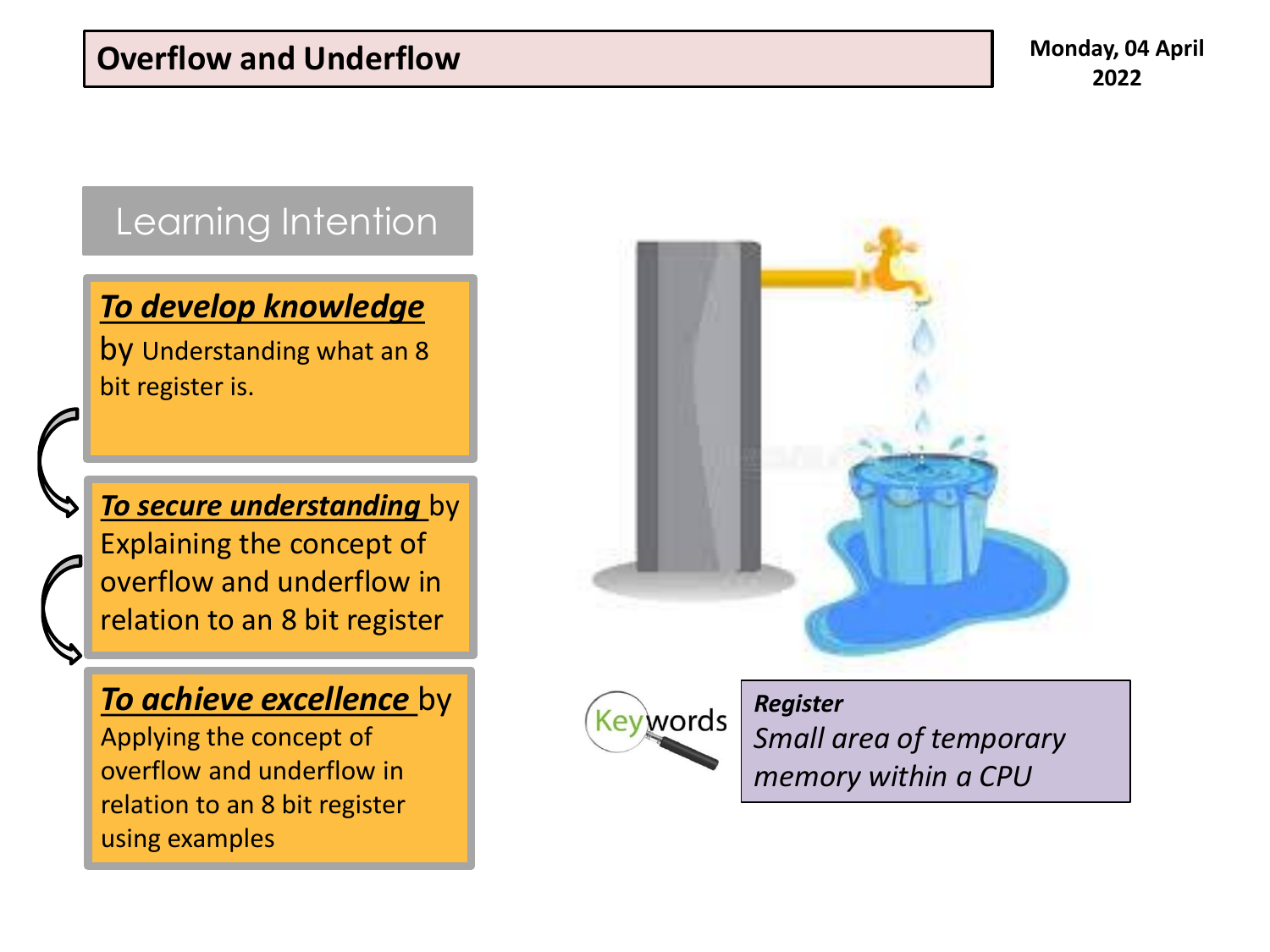# Overflow and Underflow

Monday, 04 April 2022

## Learning Intention

***To develop knowledge*** by Understanding what an 8 bit register is.

***To secure understanding*** by Explaining the concept of overflow and underflow in relation to an 8 bit register

***To achieve excellence*** by Applying the concept of overflow and underflow in relation to an 8 bit register using examples

Keywords

***Register***
*Small area of temporary memory within a CPU*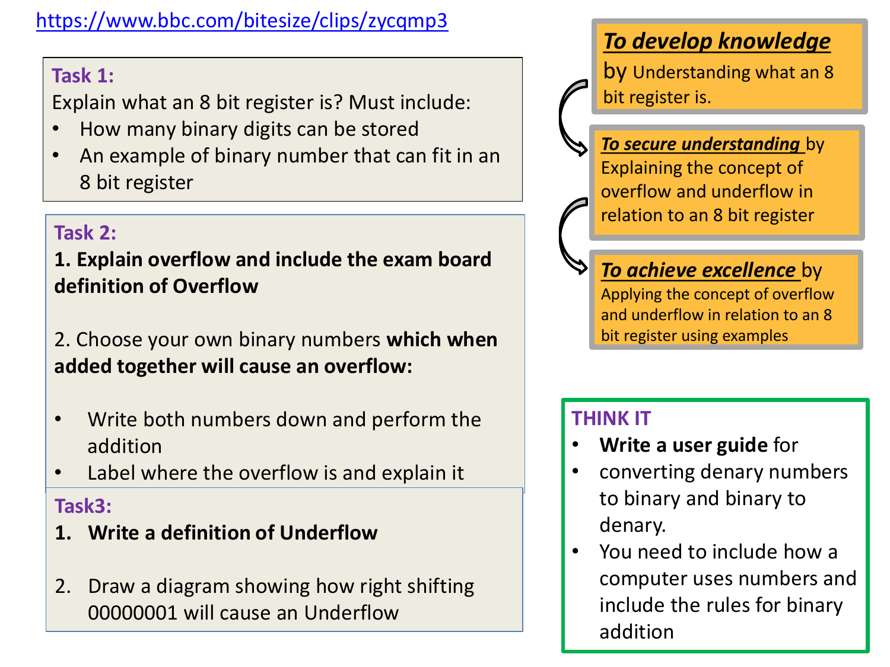https://www.bbc.com/bitesize/clips/zycqmp3

**Task 1:**

Explain what an 8 bit register is? Must include:

- How many binary digits can be stored
- An example of binary number that can fit in an 8 bit register

**Task 2:**

**1. Explain overflow and include the exam board definition of Overflow**

2. Choose your own binary numbers **which when added together will cause an overflow:**

- Write both numbers down and perform the addition
- Label where the overflow is and explain it

**Task3:**

1. **Write a definition of Underflow**
2. Draw a diagram showing how right shifting 00000001 will cause an Underflow

***To develop knowledge*** by Understanding what an 8 bit register is.

***To secure understanding*** by Explaining the concept of overflow and underflow in relation to an 8 bit register

***To achieve excellence*** by Applying the concept of overflow and underflow in relation to an 8 bit register using examples

**THINK IT**

- **Write a user guide** for
- converting denary numbers to binary and binary to denary.
- You need to include how a computer uses numbers and include the rules for binary addition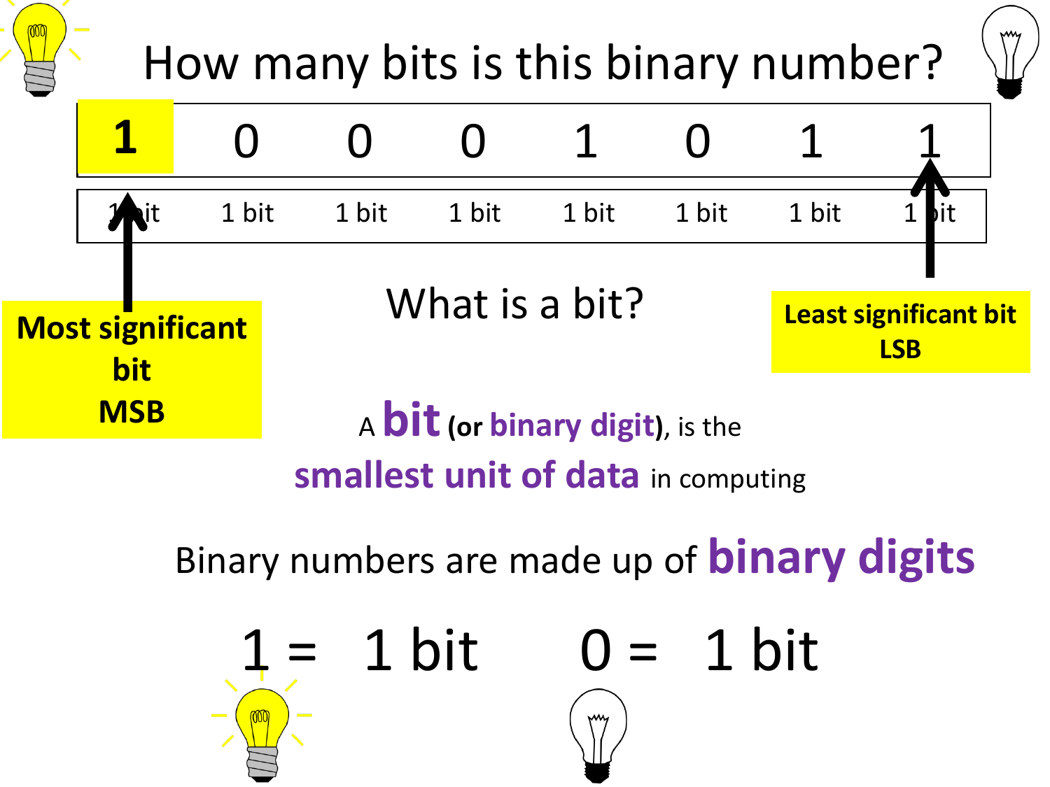# How many bits is this binary number?

| 1 | 0 | 0 | 0 | 1 | 0 | 1 | 1 |
|---|---|---|---|---|---|---|---|
| 1 bit | 1 bit | 1 bit | 1 bit | 1 bit | 1 bit | 1 bit | 1 bit |

**Most significant bit MSB**

**Least significant bit LSB**

## What is a bit?

A **bit** **(or binary digit)**, is the **smallest unit of data** in computing

Binary numbers are made up of **binary digits**

1 = 1 bit    0 = 1 bit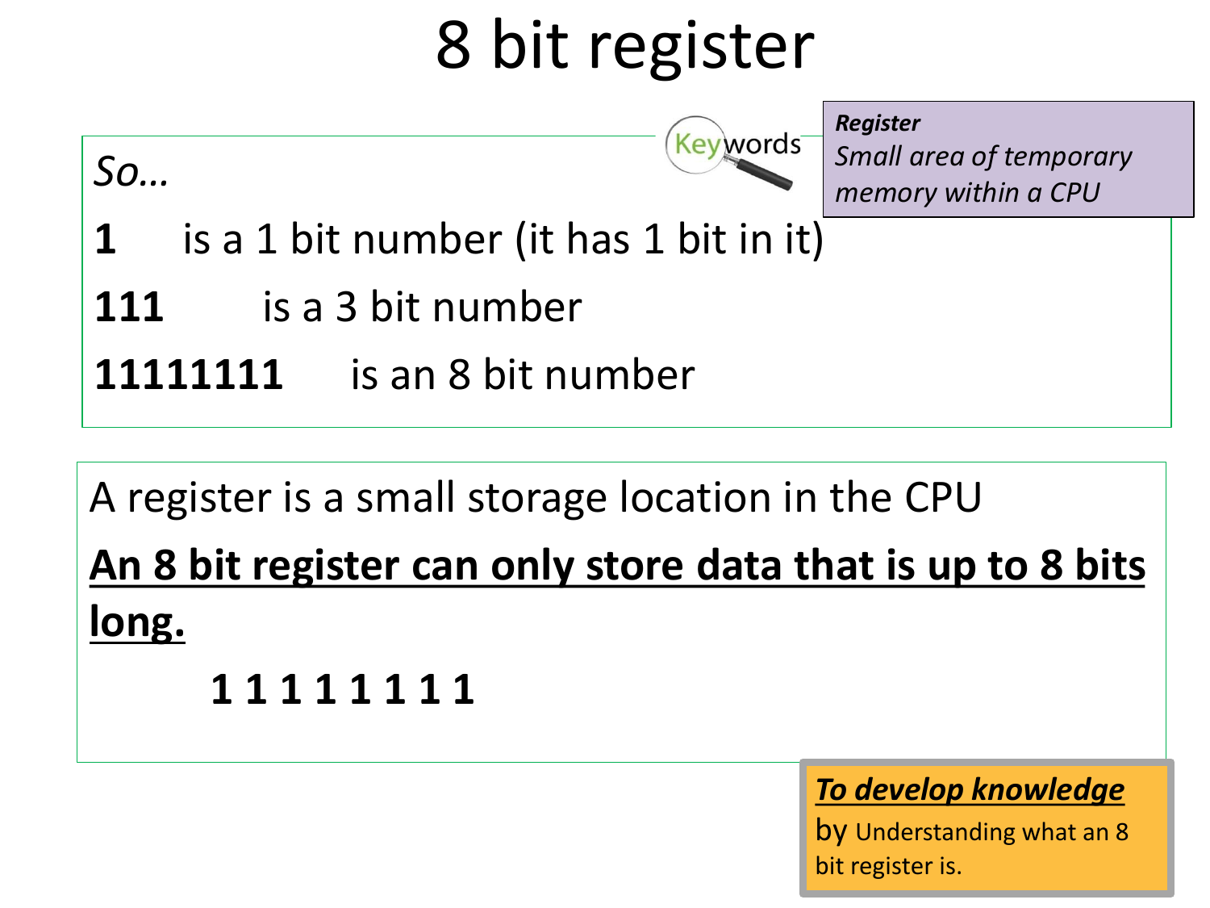# 8 bit register

Keywords

***Register***
*Small area of temporary memory within a CPU*

*So…*

**1** is a 1 bit number (it has 1 bit in it)

**111** is a 3 bit number

**11111111** is an 8 bit number

A register is a small storage location in the CPU

**<u>An 8 bit register can only store data that is up to 8 bits long.</u>**

**1 1 1 1 1 1 1 1**

***<u>To develop knowledge</u>***
by Understanding what an 8 bit register is.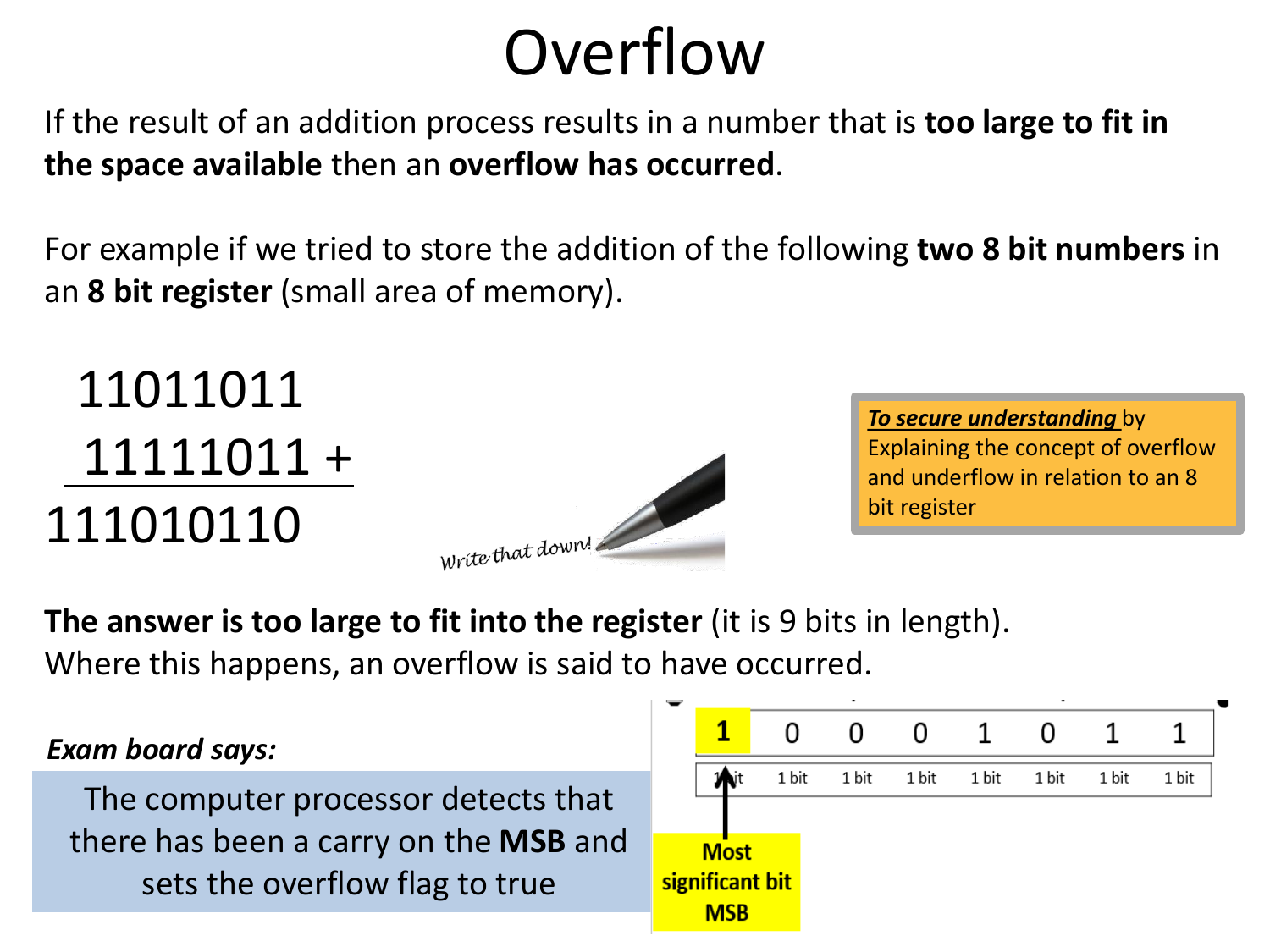# Overflow

If the result of an addition process results in a number that is **too large to fit in the space available** then an **overflow has occurred**.

For example if we tried to store the addition of the following **two 8 bit numbers** in an **8 bit register** (small area of memory).

```
  11011011
  11111011 +
 ----------
 111010110
```

*Write that down!*

> ***To secure understanding*** by Explaining the concept of overflow and underflow in relation to an 8 bit register

**The answer is too large to fit into the register** (it is 9 bits in length). Where this happens, an overflow is said to have occurred.

***Exam board says:***

The computer processor detects that there has been a carry on the **MSB** and sets the overflow flag to true

| **1** | 0 | 0 | 0 | 1 | 0 | 1 | 1 |
|---|---|---|---|---|---|---|---|
| 1 bit | 1 bit | 1 bit | 1 bit | 1 bit | 1 bit | 1 bit | 1 bit |

**Most significant bit MSB**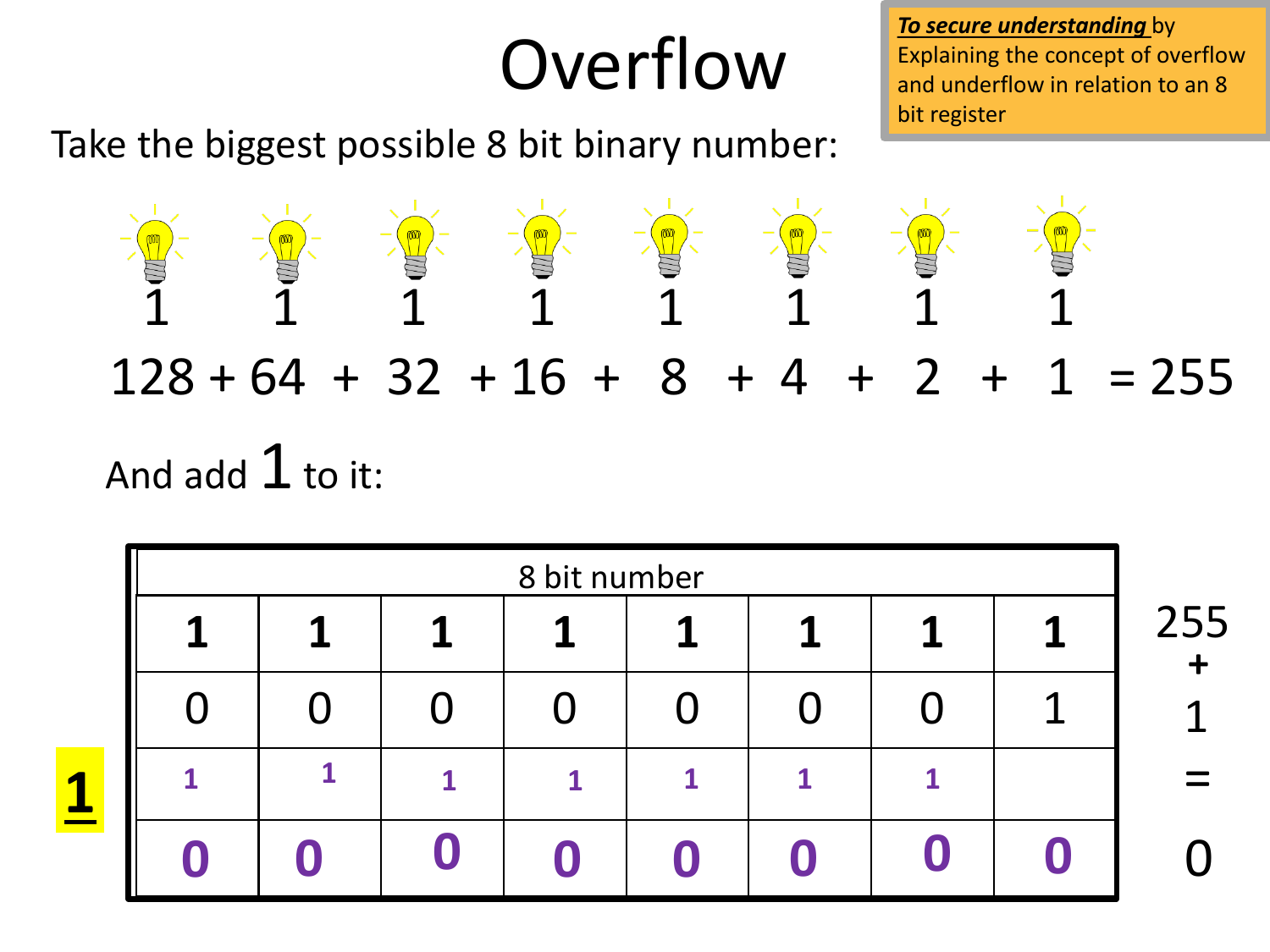# Overflow

***To secure understanding*** by Explaining the concept of overflow and underflow in relation to an 8 bit register

Take the biggest possible 8 bit binary number:

| 1 | 1 | 1 | 1 | 1 | 1 | 1 | 1 | |
|---|---|---|---|---|---|---|---|---|
| 128 + | 64 + | 32 + | 16 + | 8 + | 4 + | 2 + | 1 | = 255 |

And add 1 to it:

| | 8 bit number | | | | | | | | |
|---|---|---|---|---|---|---|---|---|---|
| | **1** | **1** | **1** | **1** | **1** | **1** | **1** | **1** | 255 + |
| | 0 | 0 | 0 | 0 | 0 | 0 | 0 | 1 | 1 |
| **1** | 1 | 1 | 1 | 1 | 1 | 1 | 1 | | = |
| | **0** | **0** | **0** | **0** | **0** | **0** | **0** | **0** | 0 |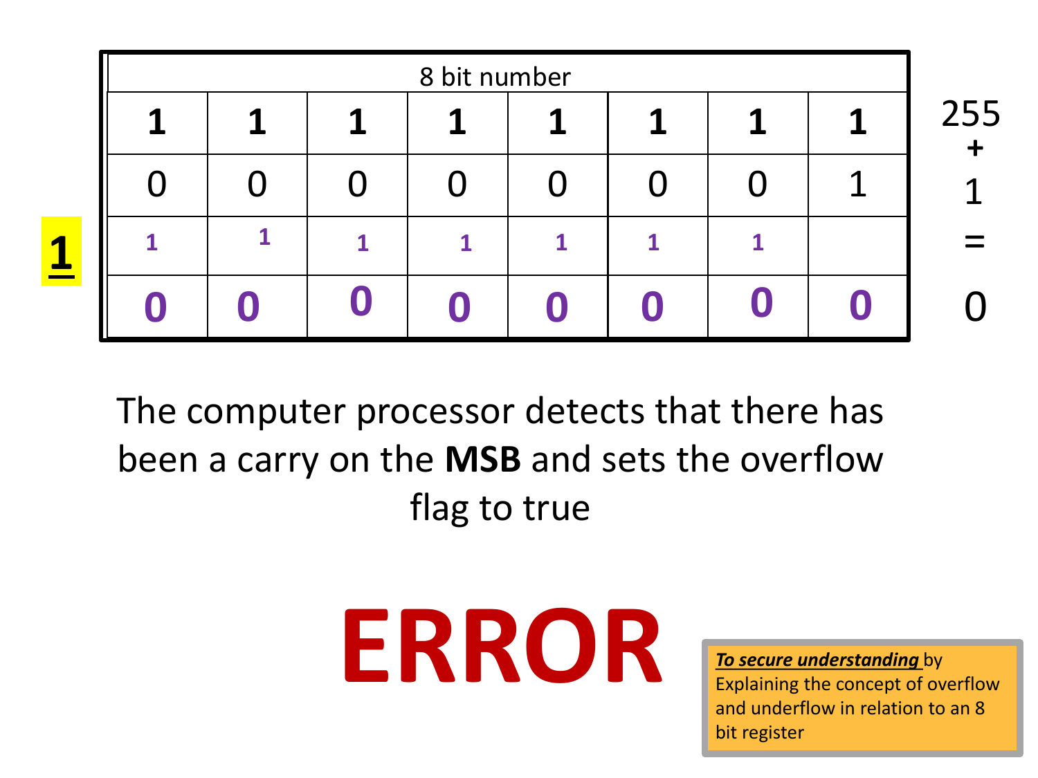| 8 bit number | | | | | | | | |
|---|---|---|---|---|---|---|---|---|
| **1** | **1** | **1** | **1** | **1** | **1** | **1** | **1** | 255 + |
| 0 | 0 | 0 | 0 | 0 | 0 | 0 | 1 | 1 |
| 1 | 1 | 1 | 1 | 1 | 1 | 1 | | = |
| **0** | **0** | **0** | **0** | **0** | **0** | **0** | **0** | 0 |

**1** (carry out of the MSB)

The computer processor detects that there has been a carry on the **MSB** and sets the overflow flag to true

# ERROR

***To secure understanding*** by Explaining the concept of overflow and underflow in relation to an 8 bit register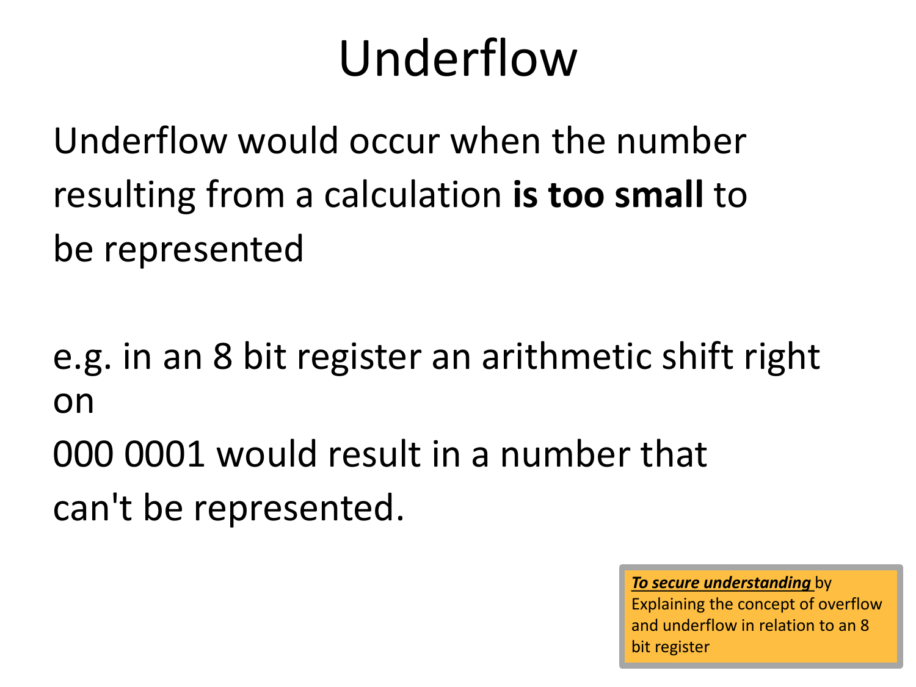# Underflow

Underflow would occur when the number resulting from a calculation **is too small** to be represented

e.g. in an 8 bit register an arithmetic shift right on
000 0001 would result in a number that can't be represented.

***To secure understanding*** by Explaining the concept of overflow and underflow in relation to an 8 bit register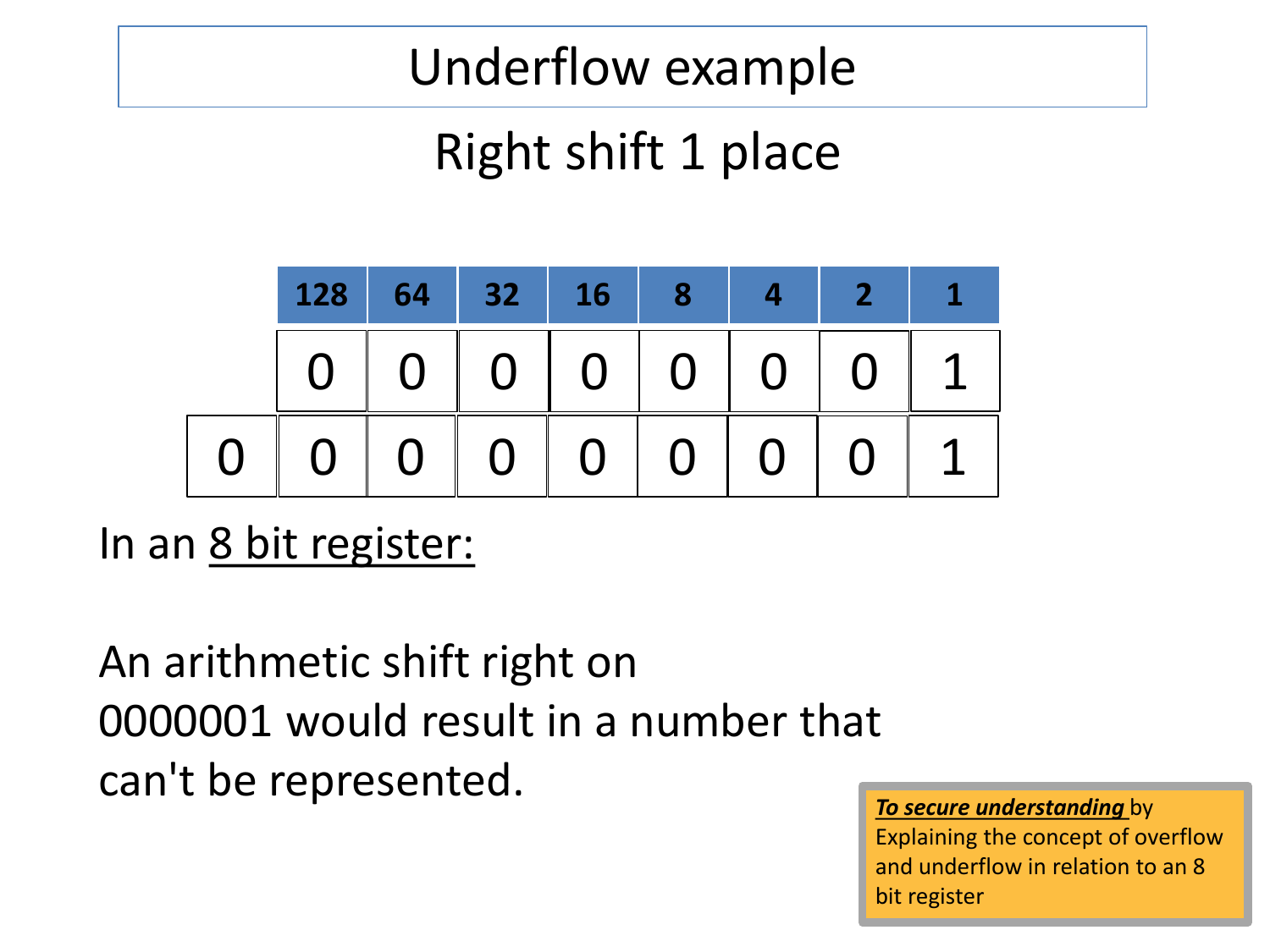# Underflow example

## Right shift 1 place

| | 128 | 64 | 32 | 16 | 8 | 4 | 2 | 1 |
|---|---|---|---|---|---|---|---|---|
| | 0 | 0 | 0 | 0 | 0 | 0 | 0 | 1 |
| 0 | 0 | 0 | 0 | 0 | 0 | 0 | 0 | 1 |

In an <u>8 bit register:</u>

An arithmetic shift right on 0000001 would result in a number that can't be represented.

***<u>To secure understanding</u>*** by Explaining the concept of overflow and underflow in relation to an 8 bit register